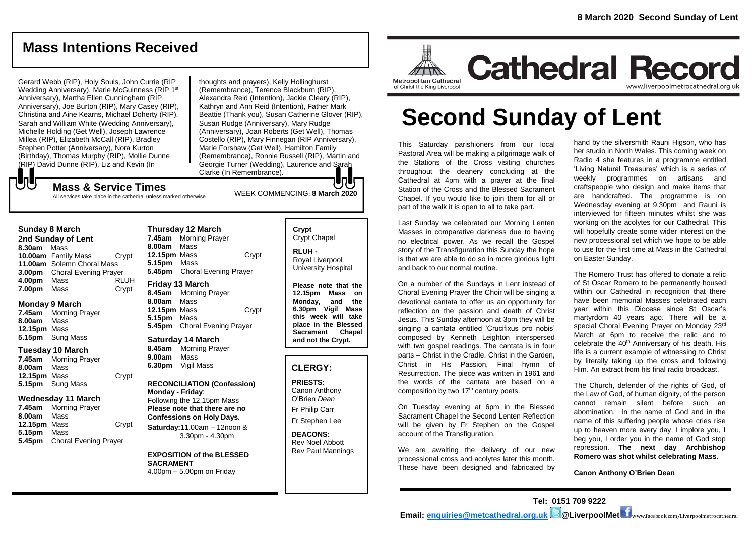8 March 2020 Second Sunday of Lent

## Mass Intentions Received

Gerard Webb (RIP), Holy Souls, John Currie (RIP Wedding Anniversary), Marie McGuinness (RIP 1st Anniversary), Martha Ellen Cunningham (RIP Anniversary), Joe Burton (RIP), Mary Casey (RIP), Christina and Aine Kearns, Michael Doherty (RIP), Sarah and William White (Wedding Anniversary), Michelle Holding (Get Well), Joseph Lawrence Millea (RIP), Elizabeth McCall (RIP), Bradley Stephen Potter (Anniversary), Nora Kurton (Birthday), Thomas Murphy (RIP), Mollie Dunne (RIP) David Dunne (RIP), Liz and Kevin (In thoughts and prayers), Kelly Hollinghurst (Remembrance), Terence Blackburn (RIP), Alexandra Reid (Intention), Jackie Cleary (RIP), Kathryn and Ann Reid (Intention), Father Mark Beattie (Thank you), Susan Catherine Glover (RIP), Susan Rudge (Anniversary), Mary Rudge (Anniversary), Joan Roberts (Get Well), Thomas Costello (RIP), Mary Finnegan (RIP Anniversary), Marie Forshaw (Get Well), Hamilton Family (Remembrance), Ronnie Russell (RIP), Martin and Georgie Turner (Wedding), Laurence and Sarah Clarke (In Remembrance).

## Mass & Service Times

All services take place in the cathedral unless marked otherwise

WEEK COMMENCING: **8 March 2020**

**Sunday 8 March**
**2nd Sunday of Lent**
**8.30am** Mass
**10.00am** Family Mass Crypt
**11.00am** Solemn Choral Mass
**3.00pm** Choral Evening Prayer
**4.00pm** Mass RLUH
**7.00pm** Mass Crypt

**Monday 9 March**
**7.45am** Morning Prayer
**8.00am** Mass
**12.15pm** Mass
**5.15pm** Sung Mass

**Tuesday 10 March**
**7.45am** Morning Prayer
**8.00am** Mass
**12.15pm** Mass Crypt
**5.15pm** Sung Mass

**Wednesday 11 March**
**7.45am** Morning Prayer
**8.00am** Mass
**12.15pm** Mass Crypt
**5.15pm** Mass
**5.45pm** Choral Evening Prayer

**Thursday 12 March**
**7.45am** Morning Prayer
**8.00am** Mass
**12.15pm** Mass Crypt
**5.15pm** Mass
**5.45pm** Choral Evening Prayer

**Friday 13 March**
**8.45am** Morning Prayer
**8.00am** Mass
**12.15pm** Mass Crypt
**5.15pm** Mass
**5.45pm** Choral Evening Prayer

**Saturday 14 March**
**8.45am** Morning Prayer
**9.00am** Mass
**6.30pm** Vigil Mass

**RECONCILIATION (Confession)**
**Monday - Friday**:
Following the 12.15pm Mass
**Please note that there are no Confessions on Holy Days.**
**Saturday:** 11.00am – 12noon & 3.30pm - 4.30pm

**EXPOSITION of the BLESSED SACRAMENT**
4.00pm – 5.00pm on Friday

**Crypt**
Crypt Chapel

**RLUH -**
Royal Liverpool University Hospital

**Please note that the 12.15pm Mass on Monday, and the 6.30pm Vigil Mass this week will take place in the Blessed Sacrament Chapel and not the Crypt.**

## CLERGY:

**PRIESTS:**
Canon Anthony O'Brien *Dean*
Fr Philip Carr
Fr Stephen Lee

**DEACONS:**
Rev Noel Abbott
Rev Paul Mannings

Metropolitan Cathedral of Christ the King Liverpool

# Cathedral Record

www.liverpoolmetrocathedral.org.uk

# Second Sunday of Lent

This Saturday parishioners from our local Pastoral Area will be making a pilgrimage walk of the Stations of the Cross visiting churches throughout the deanery concluding at the Cathedral at 4pm with a prayer at the final Station of the Cross and the Blessed Sacrament Chapel. If you would like to join them for all or part of the walk it is open to all to take part.

Last Sunday we celebrated our Morning Lenten Masses in comparative darkness due to having no electrical power. As we recall the Gospel story of the Transfiguration this Sunday the hope is that we are able to do so in more glorious light and back to our normal routine.

On a number of the Sundays in Lent instead of Choral Evening Prayer the Choir will be singing a devotional cantata to offer us an opportunity for reflection on the passion and death of Christ Jesus. This Sunday afternoon at 3pm they will be singing a cantata entitled 'Crucifixus pro nobis' composed by Kenneth Leighton interspersed with two gospel readings. The cantata is in four parts – Christ in the Cradle, Christ in the Garden, Christ in His Passion, Final hymn of Resurrection. The piece was written in 1961 and the words of the cantata are based on a composition by two 17th century poets.

On Tuesday evening at 6pm in the Blessed Sacrament Chapel the Second Lenten Reflection will be given by Fr Stephen on the Gospel account of the Transfiguration.

We are awaiting the delivery of our new processional cross and acolytes later this month. These have been designed and fabricated by hand by the silversmith Rauni Higson, who has her studio in North Wales. This coming week on Radio 4 she features in a programme entitled 'Living Natural Treasures' which is a series of weekly programmes on artisans and craftspeople who design and make items that are handcrafted. The programme is on Wednesday evening at 9.30pm and Rauni is interviewed for fifteen minutes whilst she was working on the acolytes for our Cathedral. This will hopefully create some wider interest on the new processional set which we hope to be able to use for the first time at Mass in the Cathedral on Easter Sunday.

The Romero Trust has offered to donate a relic of St Oscar Romero to be permanently housed within our Cathedral in recognition that there have been memorial Masses celebrated each year within this Diocese since St Oscar's martyrdom 40 years ago. There will be a special Choral Evening Prayer on Monday 23rd March at 6pm to receive the relic and to celebrate the 40th Anniversary of his death. His life is a current example of witnessing to Christ by literally taking up the cross and following Him. An extract from his final radio broadcast.

The Church, defender of the rights of God, of the Law of God, of human dignity, of the person cannot remain silent before such an abomination. In the name of God and in the name of this suffering people whose cries rise up to heaven more every day, I implore you, I beg you, I order you in the name of God stop repression. **The next day Archbishop Romero was shot whilst celebrating Mass**.

**Canon Anthony O'Brien Dean**

**Tel: 0151 709 9222**
**Email: enquiries@metcathedral.org.uk @LiverpoolMet** www.facebook.com/Liverpoolmetrocathedral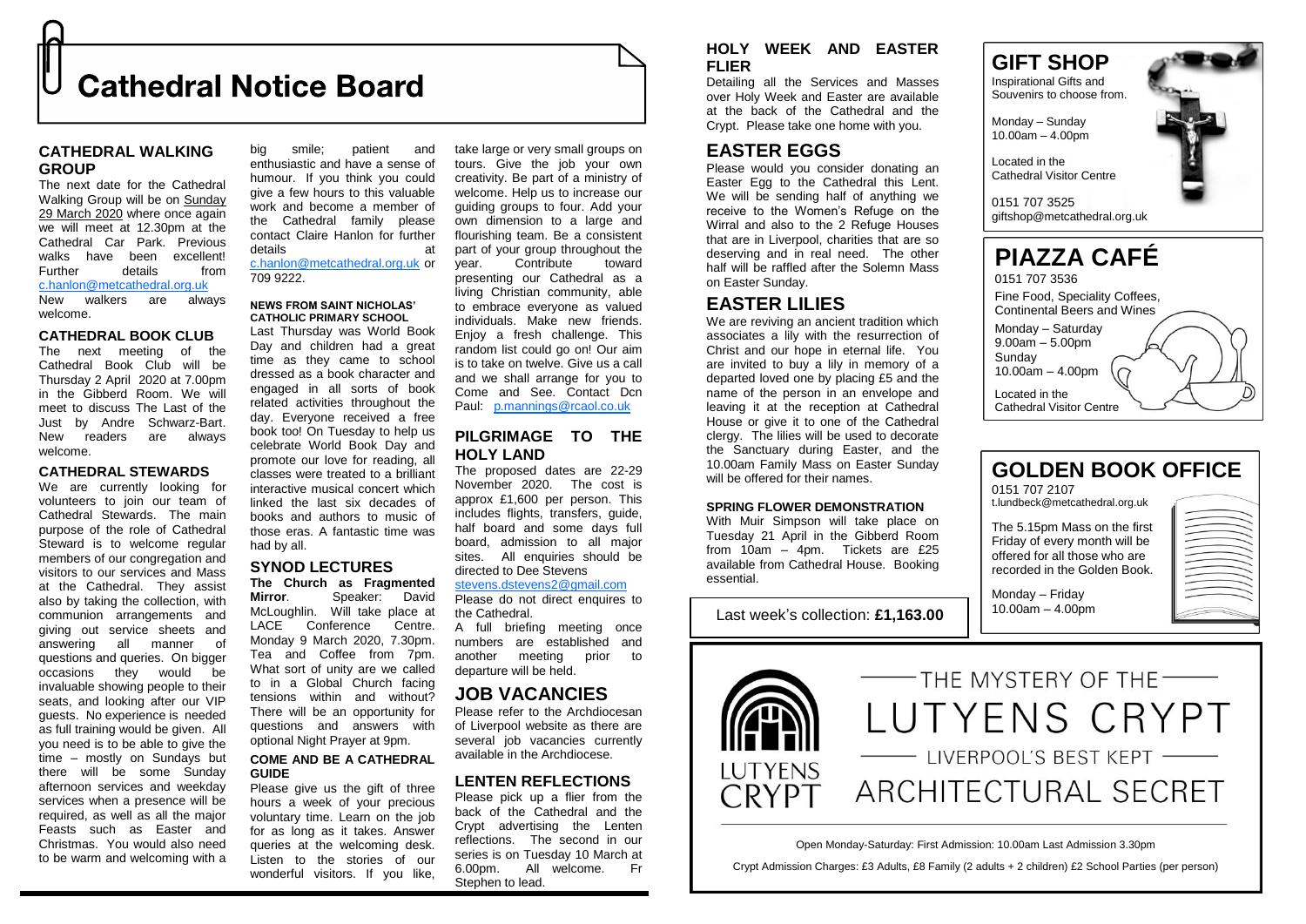# Cathedral Notice Board

## CATHEDRAL WALKING GROUP

The next date for the Cathedral Walking Group will be on Sunday 29 March 2020 where once again we will meet at 12.30pm at the Cathedral Car Park. Previous walks have been excellent! Further details from c.hanlon@metcathedral.org.uk New walkers are always welcome.

## CATHEDRAL BOOK CLUB

The next meeting of the Cathedral Book Club will be Thursday 2 April 2020 at 7.00pm in the Gibberd Room. We will meet to discuss The Last of the Just by Andre Schwarz-Bart. New readers are always welcome.

## CATHEDRAL STEWARDS

We are currently looking for volunteers to join our team of Cathedral Stewards. The main purpose of the role of Cathedral Steward is to welcome regular members of our congregation and visitors to our services and Mass at the Cathedral. They assist also by taking the collection, with communion arrangements and giving out service sheets and answering all manner of questions and queries. On bigger occasions they would be invaluable showing people to their seats, and looking after our VIP guests. No experience is needed as full training would be given. All you need is to be able to give the time – mostly on Sundays but there will be some Sunday afternoon services and weekday services when a presence will be required, as well as all the major Feasts such as Easter and Christmas. You would also need to be warm and welcoming with a big smile; patient and enthusiastic and have a sense of humour. If you think you could give a few hours to this valuable work and become a member of the Cathedral family please contact Claire Hanlon for further details at c.hanlon@metcathedral.org.uk or 709 9222.

### NEWS FROM SAINT NICHOLAS' CATHOLIC PRIMARY SCHOOL

Last Thursday was World Book Day and children had a great time as they came to school dressed as a book character and engaged in all sorts of book related activities throughout the day. Everyone received a free book too! On Tuesday to help us celebrate World Book Day and promote our love for reading, all classes were treated to a brilliant interactive musical concert which linked the last six decades of books and authors to music of those eras. A fantastic time was had by all.

## SYNOD LECTURES

**The Church as Fragmented Mirror**. Speaker: David McLoughlin. Will take place at LACE Conference Centre. Monday 9 March 2020, 7.30pm. Tea and Coffee from 7pm. What sort of unity are we called to in a Global Church facing tensions within and without? There will be an opportunity for questions and answers with optional Night Prayer at 9pm.

### COME AND BE A CATHEDRAL GUIDE

Please give us the gift of three hours a week of your precious voluntary time. Learn on the job for as long as it takes. Answer queries at the welcoming desk. Listen to the stories of our wonderful visitors. If you like, take large or very small groups on tours. Give the job your own creativity. Be part of a ministry of welcome. Help us to increase our guiding groups to four. Add your own dimension to a large and flourishing team. Be a consistent part of your group throughout the year. Contribute toward presenting our Cathedral as a living Christian community, able to embrace everyone as valued individuals. Make new friends. Enjoy a fresh challenge. This random list could go on! Our aim is to take on twelve. Give us a call and we shall arrange for you to Come and See. Contact Dcn Paul: p.mannings@rcaol.co.uk

## PILGRIMAGE TO THE HOLY LAND

The proposed dates are 22-29 November 2020. The cost is approx £1,600 per person. This includes flights, transfers, guide, half board and some days full board, admission to all major sites. All enquiries should be directed to Dee Stevens stevens.dstevens2@gmail.com

Please do not direct enquires to the Cathedral.

A full briefing meeting once numbers are established and another meeting prior to departure will be held.

## JOB VACANCIES

Please refer to the Archdiocesan of Liverpool website as there are several job vacancies currently available in the Archdiocese.

## LENTEN REFLECTIONS

Please pick up a flier from the back of the Cathedral and the Crypt advertising the Lenten reflections. The second in our series is on Tuesday 10 March at 6.00pm. All welcome. Fr Stephen to lead.

## HOLY WEEK AND EASTER FLIER

Detailing all the Services and Masses over Holy Week and Easter are available at the back of the Cathedral and the Crypt. Please take one home with you.

## EASTER EGGS

Please would you consider donating an Easter Egg to the Cathedral this Lent. We will be sending half of anything we receive to the Women's Refuge on the Wirral and also to the 2 Refuge Houses that are in Liverpool, charities that are so deserving and in real need. The other half will be raffled after the Solemn Mass on Easter Sunday.

## EASTER LILIES

We are reviving an ancient tradition which associates a lily with the resurrection of Christ and our hope in eternal life. You are invited to buy a lily in memory of a departed loved one by placing £5 and the name of the person in an envelope and leaving it at the reception at Cathedral House or give it to one of the Cathedral clergy. The lilies will be used to decorate the Sanctuary during Easter, and the 10.00am Family Mass on Easter Sunday will be offered for their names.

### SPRING FLOWER DEMONSTRATION

With Muir Simpson will take place on Tuesday 21 April in the Gibberd Room from 10am – 4pm. Tickets are £25 available from Cathedral House. Booking essential.

Last week's collection: **£1,163.00**

## GIFT SHOP

Inspirational Gifts and Souvenirs to choose from.

Monday – Sunday
10.00am – 4.00pm

Located in the Cathedral Visitor Centre

0151 707 3525
giftshop@metcathedral.org.uk

## PIAZZA CAFÉ

0151 707 3536

Fine Food, Speciality Coffees, Continental Beers and Wines

Monday – Saturday
9.00am – 5.00pm
Sunday
10.00am – 4.00pm

Located in the Cathedral Visitor Centre

## GOLDEN BOOK OFFICE

0151 707 2107
t.lundbeck@metcathedral.org.uk

The 5.15pm Mass on the first Friday of every month will be offered for all those who are recorded in the Golden Book.

Monday – Friday
10.00am – 4.00pm

LUTYENS CRYPT

THE MYSTERY OF THE
LUTYENS CRYPT
LIVERPOOL'S BEST KEPT
ARCHITECTURAL SECRET

Open Monday-Saturday: First Admission: 10.00am Last Admission 3.30pm

Crypt Admission Charges: £3 Adults, £8 Family (2 adults + 2 children) £2 School Parties (per person)